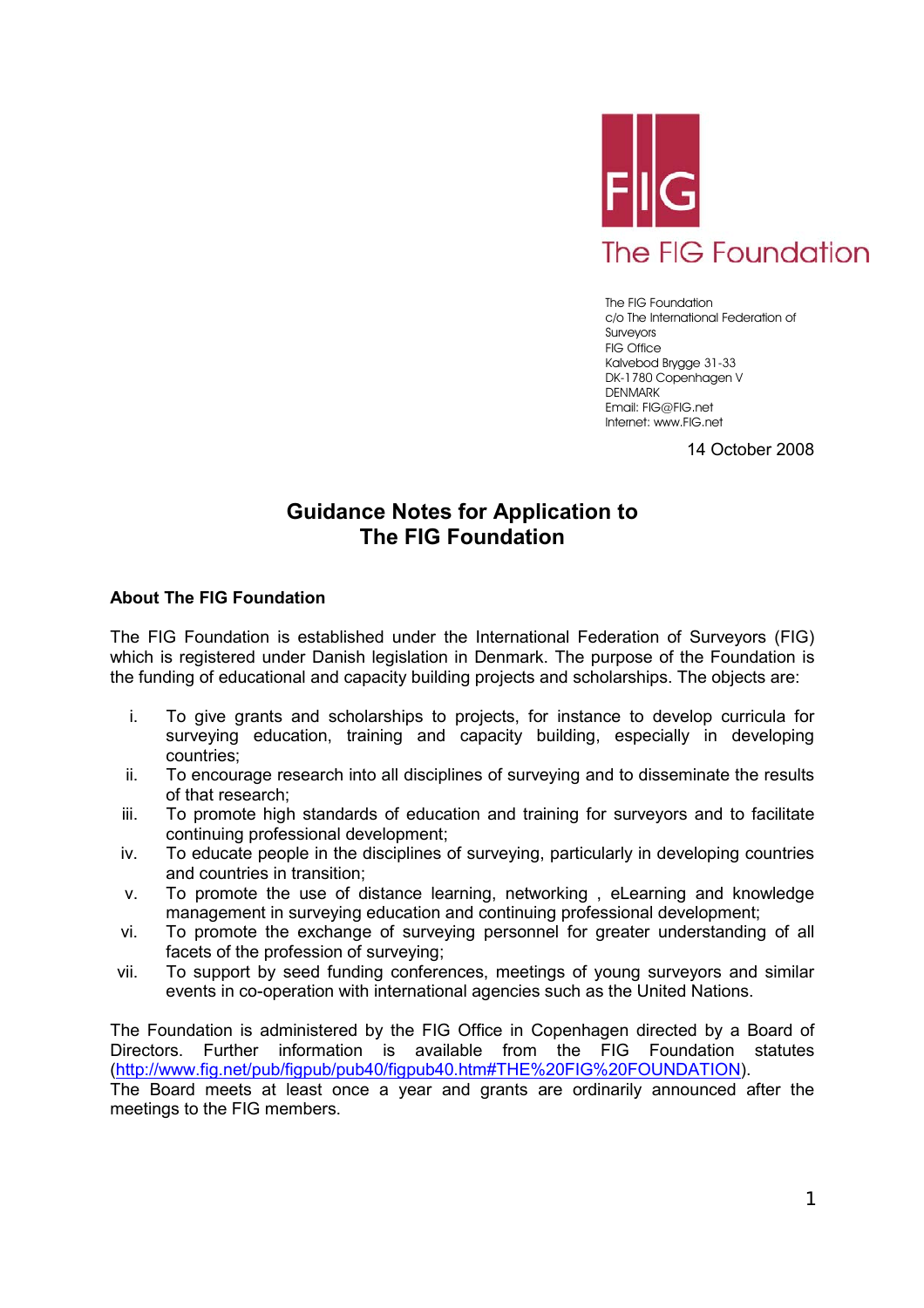FIG

The FIG Foundation

The FIG Foundation
c/o The International Federation of Surveyors
FIG Office
Kalvebod Brygge 31-33
DK-1780 Copenhagen V
DENMARK
Email: FIG@FIG.net
Internet: www.FIG.net

14 October 2008

# Guidance Notes for Application to The FIG Foundation

## About The FIG Foundation

The FIG Foundation is established under the International Federation of Surveyors (FIG) which is registered under Danish legislation in Denmark. The purpose of the Foundation is the funding of educational and capacity building projects and scholarships. The objects are:

i. To give grants and scholarships to projects, for instance to develop curricula for surveying education, training and capacity building, especially in developing countries;
ii. To encourage research into all disciplines of surveying and to disseminate the results of that research;
iii. To promote high standards of education and training for surveyors and to facilitate continuing professional development;
iv. To educate people in the disciplines of surveying, particularly in developing countries and countries in transition;
v. To promote the use of distance learning, networking , eLearning and knowledge management in surveying education and continuing professional development;
vi. To promote the exchange of surveying personnel for greater understanding of all facets of the profession of surveying;
vii. To support by seed funding conferences, meetings of young surveyors and similar events in co-operation with international agencies such as the United Nations.

The Foundation is administered by the FIG Office in Copenhagen directed by a Board of Directors. Further information is available from the FIG Foundation statutes (http://www.fig.net/pub/figpub/pub40/figpub40.htm#THE%20FIG%20FOUNDATION).
The Board meets at least once a year and grants are ordinarily announced after the meetings to the FIG members.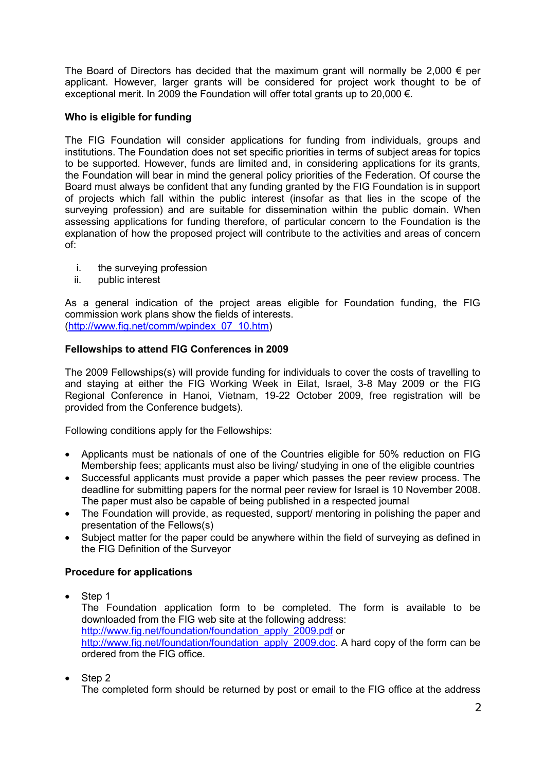The Board of Directors has decided that the maximum grant will normally be 2,000 € per applicant. However, larger grants will be considered for project work thought to be of exceptional merit. In 2009 the Foundation will offer total grants up to 20,000 €.

**Who is eligible for funding**

The FIG Foundation will consider applications for funding from individuals, groups and institutions. The Foundation does not set specific priorities in terms of subject areas for topics to be supported. However, funds are limited and, in considering applications for its grants, the Foundation will bear in mind the general policy priorities of the Federation. Of course the Board must always be confident that any funding granted by the FIG Foundation is in support of projects which fall within the public interest (insofar as that lies in the scope of the surveying profession) and are suitable for dissemination within the public domain. When assessing applications for funding therefore, of particular concern to the Foundation is the explanation of how the proposed project will contribute to the activities and areas of concern of:

i. the surveying profession
ii. public interest

As a general indication of the project areas eligible for Foundation funding, the FIG commission work plans show the fields of interests. (http://www.fig.net/comm/wpindex_07_10.htm)

**Fellowships to attend FIG Conferences in 2009**

The 2009 Fellowships(s) will provide funding for individuals to cover the costs of travelling to and staying at either the FIG Working Week in Eilat, Israel, 3-8 May 2009 or the FIG Regional Conference in Hanoi, Vietnam, 19-22 October 2009, free registration will be provided from the Conference budgets).

Following conditions apply for the Fellowships:

- Applicants must be nationals of one of the Countries eligible for 50% reduction on FIG Membership fees; applicants must also be living/ studying in one of the eligible countries
- Successful applicants must provide a paper which passes the peer review process. The deadline for submitting papers for the normal peer review for Israel is 10 November 2008. The paper must also be capable of being published in a respected journal
- The Foundation will provide, as requested, support/ mentoring in polishing the paper and presentation of the Fellows(s)
- Subject matter for the paper could be anywhere within the field of surveying as defined in the FIG Definition of the Surveyor

**Procedure for applications**

- Step 1
  The Foundation application form to be completed. The form is available to be downloaded from the FIG web site at the following address: http://www.fig.net/foundation/foundation_apply_2009.pdf or http://www.fig.net/foundation/foundation_apply_2009.doc. A hard copy of the form can be ordered from the FIG office.

- Step 2
  The completed form should be returned by post or email to the FIG office at the address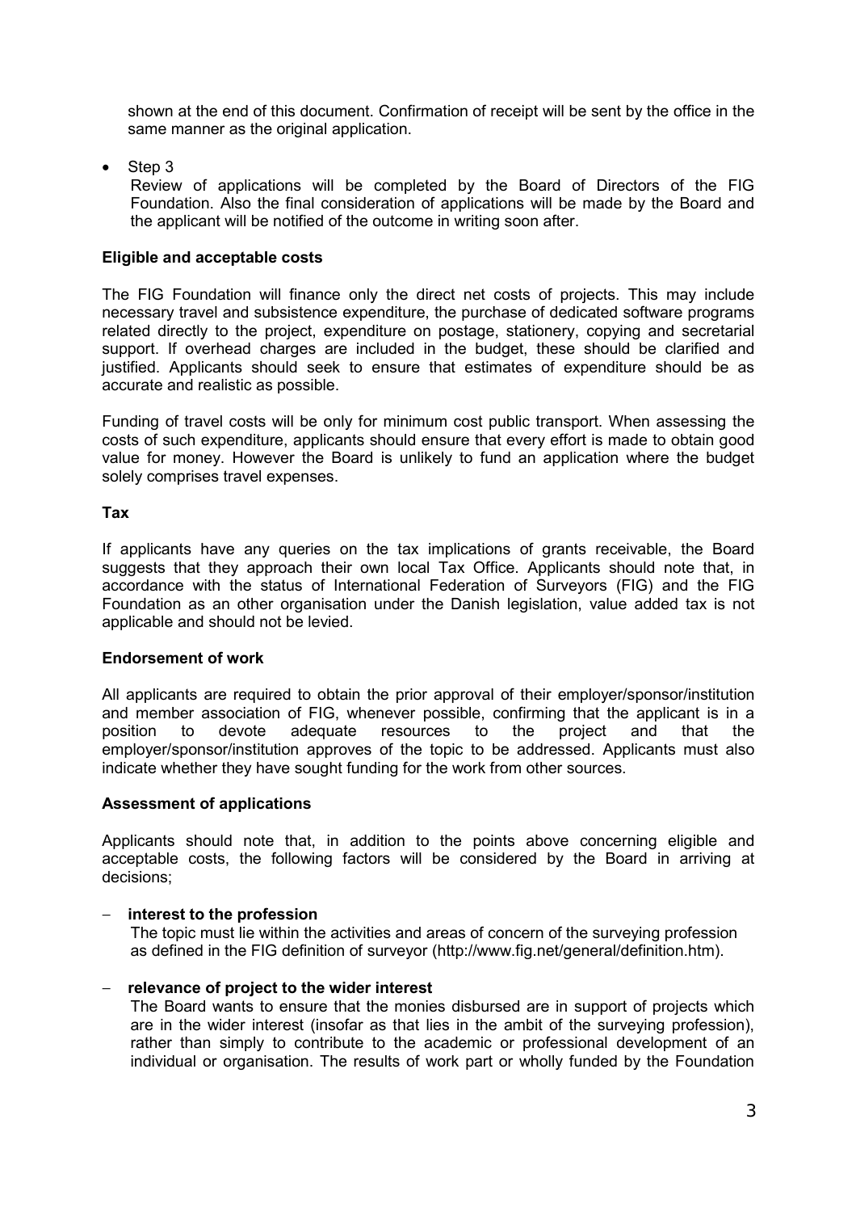shown at the end of this document. Confirmation of receipt will be sent by the office in the same manner as the original application.

- Step 3

  Review of applications will be completed by the Board of Directors of the FIG Foundation. Also the final consideration of applications will be made by the Board and the applicant will be notified of the outcome in writing soon after.

**Eligible and acceptable costs**

The FIG Foundation will finance only the direct net costs of projects. This may include necessary travel and subsistence expenditure, the purchase of dedicated software programs related directly to the project, expenditure on postage, stationery, copying and secretarial support. If overhead charges are included in the budget, these should be clarified and justified. Applicants should seek to ensure that estimates of expenditure should be as accurate and realistic as possible.

Funding of travel costs will be only for minimum cost public transport. When assessing the costs of such expenditure, applicants should ensure that every effort is made to obtain good value for money. However the Board is unlikely to fund an application where the budget solely comprises travel expenses.

**Tax**

If applicants have any queries on the tax implications of grants receivable, the Board suggests that they approach their own local Tax Office. Applicants should note that, in accordance with the status of International Federation of Surveyors (FIG) and the FIG Foundation as an other organisation under the Danish legislation, value added tax is not applicable and should not be levied.

**Endorsement of work**

All applicants are required to obtain the prior approval of their employer/sponsor/institution and member association of FIG, whenever possible, confirming that the applicant is in a position to devote adequate resources to the project and that the employer/sponsor/institution approves of the topic to be addressed. Applicants must also indicate whether they have sought funding for the work from other sources.

**Assessment of applications**

Applicants should note that, in addition to the points above concerning eligible and acceptable costs, the following factors will be considered by the Board in arriving at decisions;

- **interest to the profession**

  The topic must lie within the activities and areas of concern of the surveying profession as defined in the FIG definition of surveyor (http://www.fig.net/general/definition.htm).

- **relevance of project to the wider interest**

  The Board wants to ensure that the monies disbursed are in support of projects which are in the wider interest (insofar as that lies in the ambit of the surveying profession), rather than simply to contribute to the academic or professional development of an individual or organisation. The results of work part or wholly funded by the Foundation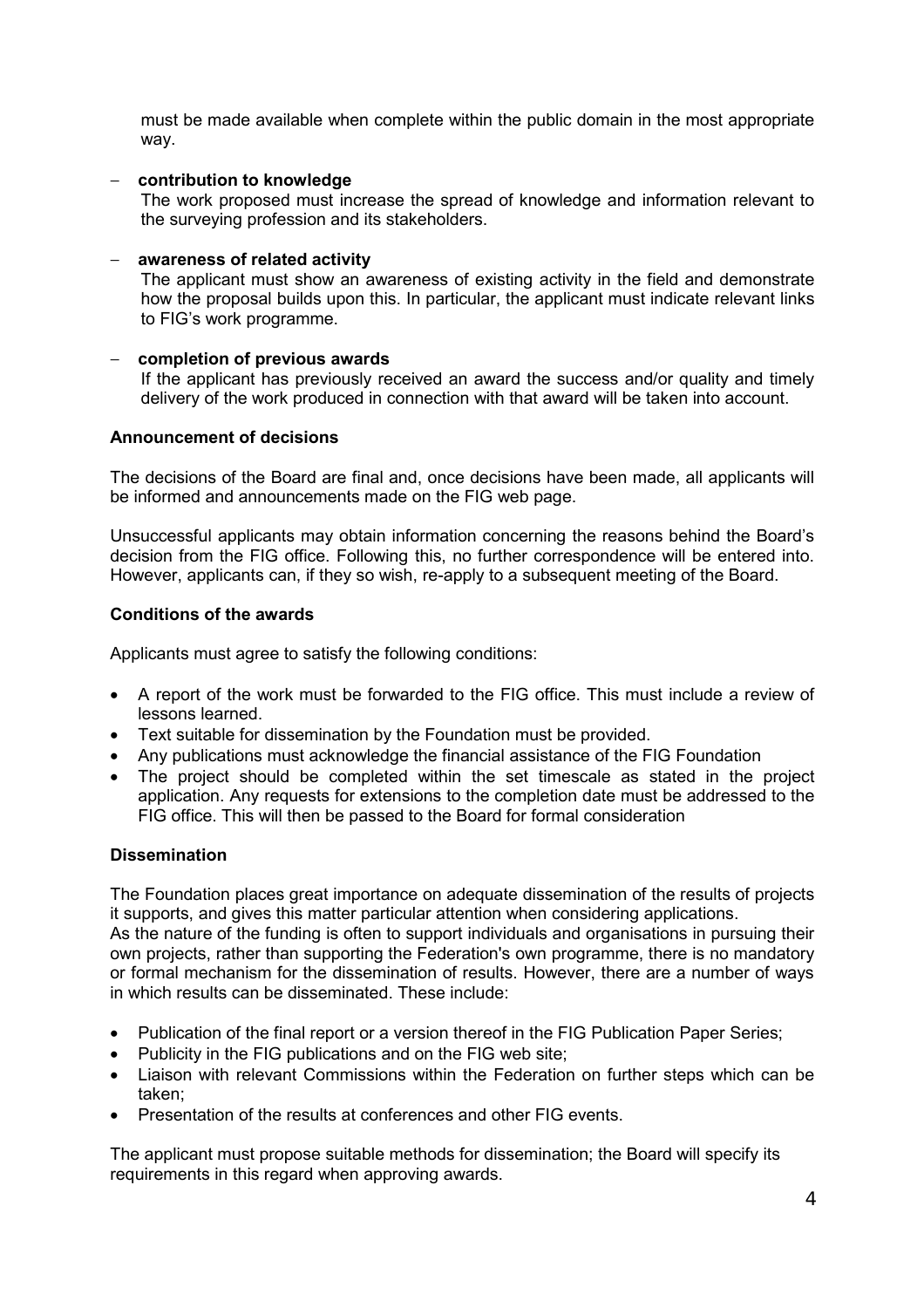must be made available when complete within the public domain in the most appropriate way.

- **contribution to knowledge**
  The work proposed must increase the spread of knowledge and information relevant to the surveying profession and its stakeholders.

- **awareness of related activity**
  The applicant must show an awareness of existing activity in the field and demonstrate how the proposal builds upon this. In particular, the applicant must indicate relevant links to FIG's work programme.

- **completion of previous awards**
  If the applicant has previously received an award the success and/or quality and timely delivery of the work produced in connection with that award will be taken into account.

**Announcement of decisions**

The decisions of the Board are final and, once decisions have been made, all applicants will be informed and announcements made on the FIG web page.

Unsuccessful applicants may obtain information concerning the reasons behind the Board's decision from the FIG office. Following this, no further correspondence will be entered into. However, applicants can, if they so wish, re-apply to a subsequent meeting of the Board.

**Conditions of the awards**

Applicants must agree to satisfy the following conditions:

- A report of the work must be forwarded to the FIG office. This must include a review of lessons learned.
- Text suitable for dissemination by the Foundation must be provided.
- Any publications must acknowledge the financial assistance of the FIG Foundation
- The project should be completed within the set timescale as stated in the project application. Any requests for extensions to the completion date must be addressed to the FIG office. This will then be passed to the Board for formal consideration

**Dissemination**

The Foundation places great importance on adequate dissemination of the results of projects it supports, and gives this matter particular attention when considering applications.
As the nature of the funding is often to support individuals and organisations in pursuing their own projects, rather than supporting the Federation's own programme, there is no mandatory or formal mechanism for the dissemination of results. However, there are a number of ways in which results can be disseminated. These include:

- Publication of the final report or a version thereof in the FIG Publication Paper Series;
- Publicity in the FIG publications and on the FIG web site;
- Liaison with relevant Commissions within the Federation on further steps which can be taken;
- Presentation of the results at conferences and other FIG events.

The applicant must propose suitable methods for dissemination; the Board will specify its requirements in this regard when approving awards.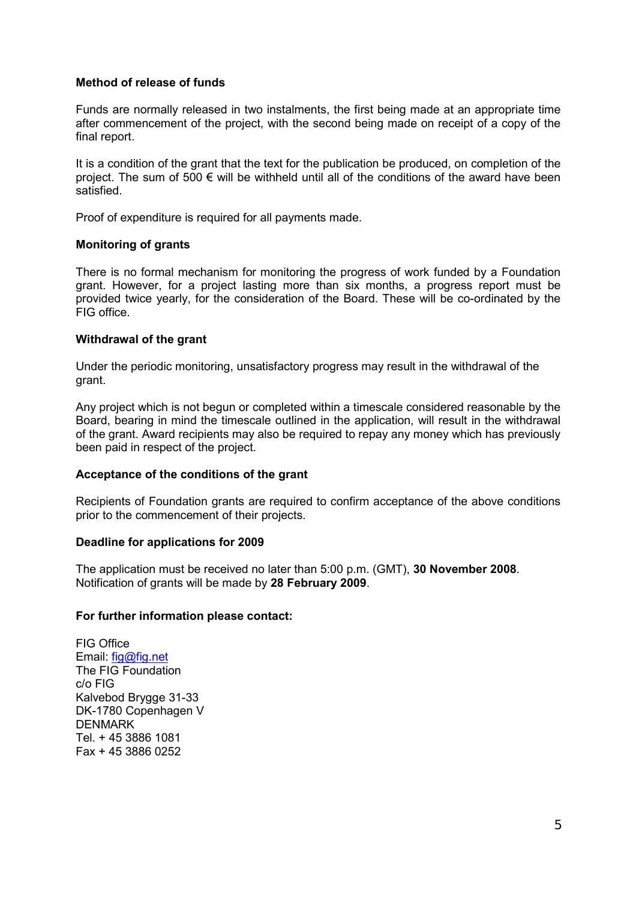**Method of release of funds**

Funds are normally released in two instalments, the first being made at an appropriate time after commencement of the project, with the second being made on receipt of a copy of the final report.

It is a condition of the grant that the text for the publication be produced, on completion of the project. The sum of 500 € will be withheld until all of the conditions of the award have been satisfied.

Proof of expenditure is required for all payments made.

**Monitoring of grants**

There is no formal mechanism for monitoring the progress of work funded by a Foundation grant. However, for a project lasting more than six months, a progress report must be provided twice yearly, for the consideration of the Board. These will be co-ordinated by the FIG office.

**Withdrawal of the grant**

Under the periodic monitoring, unsatisfactory progress may result in the withdrawal of the grant.

Any project which is not begun or completed within a timescale considered reasonable by the Board, bearing in mind the timescale outlined in the application, will result in the withdrawal of the grant. Award recipients may also be required to repay any money which has previously been paid in respect of the project.

**Acceptance of the conditions of the grant**

Recipients of Foundation grants are required to confirm acceptance of the above conditions prior to the commencement of their projects.

**Deadline for applications for 2009**

The application must be received no later than 5:00 p.m. (GMT), **30 November 2008**.
Notification of grants will be made by **28 February 2009**.

**For further information please contact:**

FIG Office
Email: fig@fig.net
The FIG Foundation
c/o FIG
Kalvebod Brygge 31-33
DK-1780 Copenhagen V
DENMARK
Tel. + 45 3886 1081
Fax + 45 3886 0252